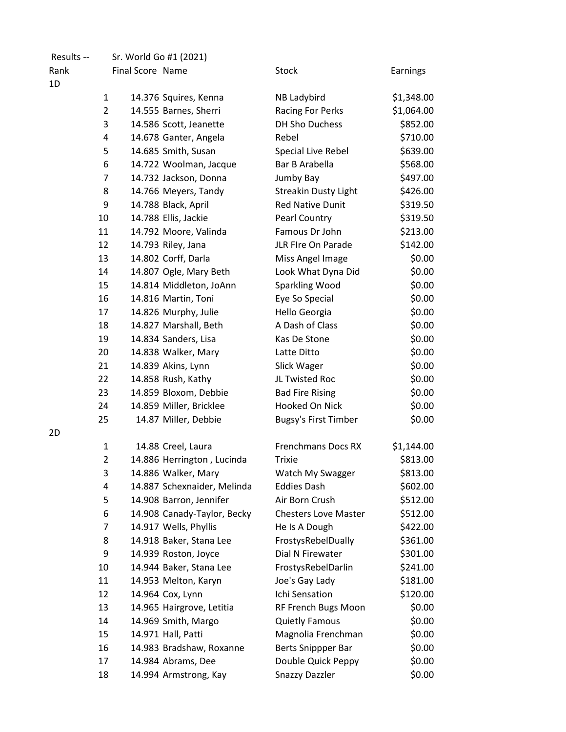Results -- Sr. World Go #1 (2021)

| Rank | | Final Score | Name | Stock | Earnings |
|---|---|---|---|---|---|
| 1D | | | | | |
| | 1 | 14.376 | Squires, Kenna | NB Ladybird | $1,348.00 |
| | 2 | 14.555 | Barnes, Sherri | Racing For Perks | $1,064.00 |
| | 3 | 14.586 | Scott, Jeanette | DH Sho Duchess | $852.00 |
| | 4 | 14.678 | Ganter, Angela | Rebel | $710.00 |
| | 5 | 14.685 | Smith, Susan | Special Live Rebel | $639.00 |
| | 6 | 14.722 | Woolman, Jacque | Bar B Arabella | $568.00 |
| | 7 | 14.732 | Jackson, Donna | Jumby Bay | $497.00 |
| | 8 | 14.766 | Meyers, Tandy | Streakin Dusty Light | $426.00 |
| | 9 | 14.788 | Black, April | Red Native Dunit | $319.50 |
| | 10 | 14.788 | Ellis, Jackie | Pearl Country | $319.50 |
| | 11 | 14.792 | Moore, Valinda | Famous Dr John | $213.00 |
| | 12 | 14.793 | Riley, Jana | JLR FIre On Parade | $142.00 |
| | 13 | 14.802 | Corff, Darla | Miss Angel Image | $0.00 |
| | 14 | 14.807 | Ogle, Mary Beth | Look What Dyna Did | $0.00 |
| | 15 | 14.814 | Middleton, JoAnn | Sparkling Wood | $0.00 |
| | 16 | 14.816 | Martin, Toni | Eye So Special | $0.00 |
| | 17 | 14.826 | Murphy, Julie | Hello Georgia | $0.00 |
| | 18 | 14.827 | Marshall, Beth | A Dash of Class | $0.00 |
| | 19 | 14.834 | Sanders, Lisa | Kas De Stone | $0.00 |
| | 20 | 14.838 | Walker, Mary | Latte Ditto | $0.00 |
| | 21 | 14.839 | Akins, Lynn | Slick Wager | $0.00 |
| | 22 | 14.858 | Rush, Kathy | JL Twisted Roc | $0.00 |
| | 23 | 14.859 | Bloxom, Debbie | Bad Fire Rising | $0.00 |
| | 24 | 14.859 | Miller, Bricklee | Hooked On Nick | $0.00 |
| | 25 | 14.87 | Miller, Debbie | Bugsy's First Timber | $0.00 |
| 2D | | | | | |
| | 1 | 14.88 | Creel, Laura | Frenchmans Docs RX | $1,144.00 |
| | 2 | 14.886 | Herrington , Lucinda | Trixie | $813.00 |
| | 3 | 14.886 | Walker, Mary | Watch My Swagger | $813.00 |
| | 4 | 14.887 | Schexnaider, Melinda | Eddies Dash | $602.00 |
| | 5 | 14.908 | Barron, Jennifer | Air Born Crush | $512.00 |
| | 6 | 14.908 | Canady-Taylor, Becky | Chesters Love Master | $512.00 |
| | 7 | 14.917 | Wells, Phyllis | He Is A Dough | $422.00 |
| | 8 | 14.918 | Baker, Stana Lee | FrostysRebelDually | $361.00 |
| | 9 | 14.939 | Roston, Joyce | Dial N Firewater | $301.00 |
| | 10 | 14.944 | Baker, Stana Lee | FrostysRebelDarlin | $241.00 |
| | 11 | 14.953 | Melton, Karyn | Joe's Gay Lady | $181.00 |
| | 12 | 14.964 | Cox, Lynn | Ichi Sensation | $120.00 |
| | 13 | 14.965 | Hairgrove, Letitia | RF French Bugs Moon | $0.00 |
| | 14 | 14.969 | Smith, Margo | Quietly Famous | $0.00 |
| | 15 | 14.971 | Hall, Patti | Magnolia Frenchman | $0.00 |
| | 16 | 14.983 | Bradshaw, Roxanne | Berts Snippper Bar | $0.00 |
| | 17 | 14.984 | Abrams, Dee | Double Quick Peppy | $0.00 |
| | 18 | 14.994 | Armstrong, Kay | Snazzy Dazzler | $0.00 |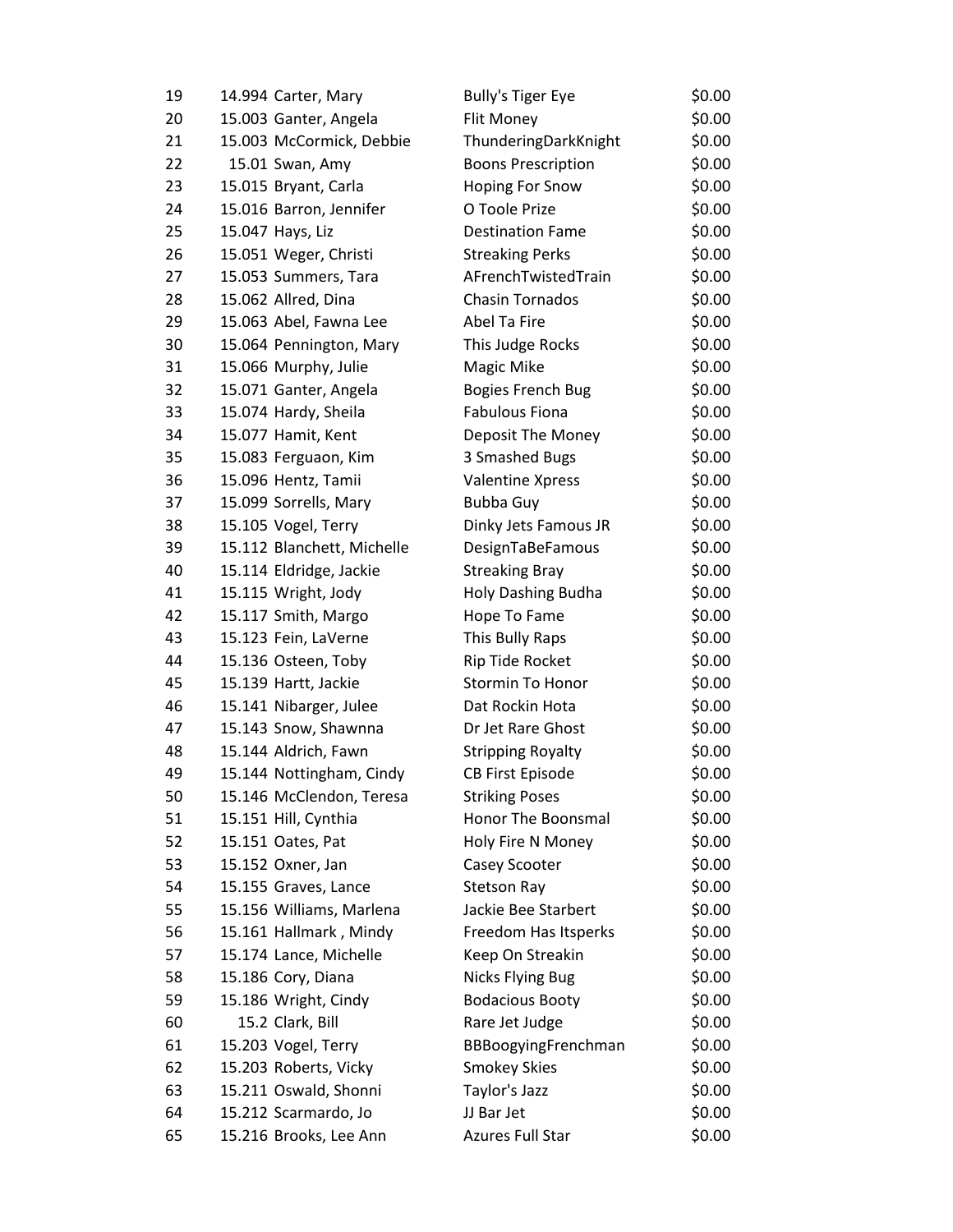| | | | | |
|---|---|---|---|---|
| 19 | 14.994 | Carter, Mary | Bully's Tiger Eye | $0.00 |
| 20 | 15.003 | Ganter, Angela | Flit Money | $0.00 |
| 21 | 15.003 | McCormick, Debbie | ThunderingDarkKnight | $0.00 |
| 22 | 15.01 | Swan, Amy | Boons Prescription | $0.00 |
| 23 | 15.015 | Bryant, Carla | Hoping For Snow | $0.00 |
| 24 | 15.016 | Barron, Jennifer | O Toole Prize | $0.00 |
| 25 | 15.047 | Hays, Liz | Destination Fame | $0.00 |
| 26 | 15.051 | Weger, Christi | Streaking Perks | $0.00 |
| 27 | 15.053 | Summers, Tara | AFrenchTwistedTrain | $0.00 |
| 28 | 15.062 | Allred, Dina | Chasin Tornados | $0.00 |
| 29 | 15.063 | Abel, Fawna Lee | Abel Ta Fire | $0.00 |
| 30 | 15.064 | Pennington, Mary | This Judge Rocks | $0.00 |
| 31 | 15.066 | Murphy, Julie | Magic Mike | $0.00 |
| 32 | 15.071 | Ganter, Angela | Bogies French Bug | $0.00 |
| 33 | 15.074 | Hardy, Sheila | Fabulous Fiona | $0.00 |
| 34 | 15.077 | Hamit, Kent | Deposit The Money | $0.00 |
| 35 | 15.083 | Ferguaon, Kim | 3 Smashed Bugs | $0.00 |
| 36 | 15.096 | Hentz, Tamii | Valentine Xpress | $0.00 |
| 37 | 15.099 | Sorrells, Mary | Bubba Guy | $0.00 |
| 38 | 15.105 | Vogel, Terry | Dinky Jets Famous JR | $0.00 |
| 39 | 15.112 | Blanchett, Michelle | DesignTaBeFamous | $0.00 |
| 40 | 15.114 | Eldridge, Jackie | Streaking Bray | $0.00 |
| 41 | 15.115 | Wright, Jody | Holy Dashing Budha | $0.00 |
| 42 | 15.117 | Smith, Margo | Hope To Fame | $0.00 |
| 43 | 15.123 | Fein, LaVerne | This Bully Raps | $0.00 |
| 44 | 15.136 | Osteen, Toby | Rip Tide Rocket | $0.00 |
| 45 | 15.139 | Hartt, Jackie | Stormin To Honor | $0.00 |
| 46 | 15.141 | Nibarger, Julee | Dat Rockin Hota | $0.00 |
| 47 | 15.143 | Snow, Shawnna | Dr Jet Rare Ghost | $0.00 |
| 48 | 15.144 | Aldrich, Fawn | Stripping Royalty | $0.00 |
| 49 | 15.144 | Nottingham, Cindy | CB First Episode | $0.00 |
| 50 | 15.146 | McClendon, Teresa | Striking Poses | $0.00 |
| 51 | 15.151 | Hill, Cynthia | Honor The Boonsmal | $0.00 |
| 52 | 15.151 | Oates, Pat | Holy Fire N Money | $0.00 |
| 53 | 15.152 | Oxner, Jan | Casey Scooter | $0.00 |
| 54 | 15.155 | Graves, Lance | Stetson Ray | $0.00 |
| 55 | 15.156 | Williams, Marlena | Jackie Bee Starbert | $0.00 |
| 56 | 15.161 | Hallmark , Mindy | Freedom Has Itsperks | $0.00 |
| 57 | 15.174 | Lance, Michelle | Keep On Streakin | $0.00 |
| 58 | 15.186 | Cory, Diana | Nicks Flying Bug | $0.00 |
| 59 | 15.186 | Wright, Cindy | Bodacious Booty | $0.00 |
| 60 | 15.2 | Clark, Bill | Rare Jet Judge | $0.00 |
| 61 | 15.203 | Vogel, Terry | BBBoogyingFrenchman | $0.00 |
| 62 | 15.203 | Roberts, Vicky | Smokey Skies | $0.00 |
| 63 | 15.211 | Oswald, Shonni | Taylor's Jazz | $0.00 |
| 64 | 15.212 | Scarmardo, Jo | JJ Bar Jet | $0.00 |
| 65 | 15.216 | Brooks, Lee Ann | Azures Full Star | $0.00 |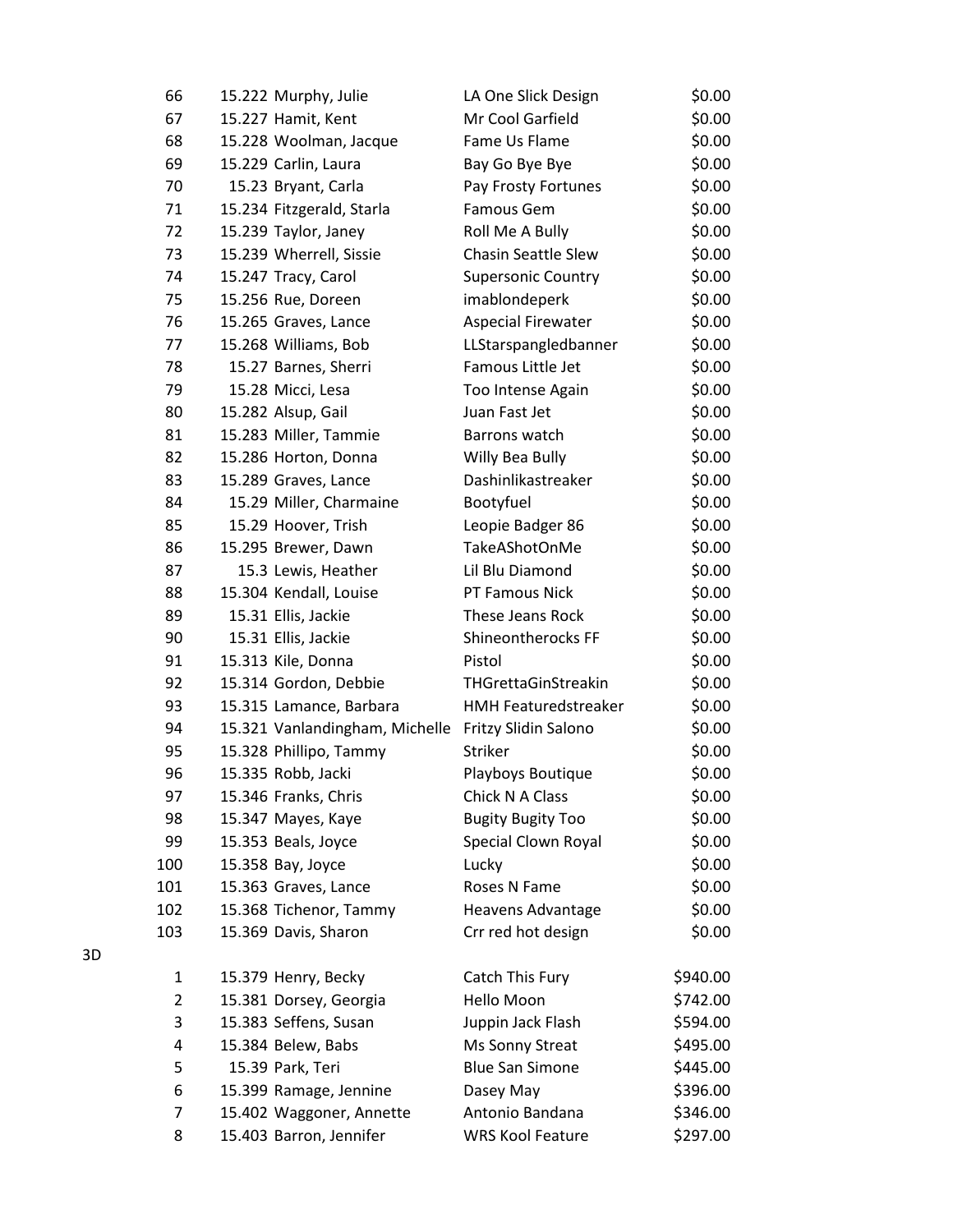| | Place | Time | Rider | Horse | Payout |
|---|---|---|---|---|---|
| | 66 | 15.222 | Murphy, Julie | LA One Slick Design | $0.00 |
| | 67 | 15.227 | Hamit, Kent | Mr Cool Garfield | $0.00 |
| | 68 | 15.228 | Woolman, Jacque | Fame Us Flame | $0.00 |
| | 69 | 15.229 | Carlin, Laura | Bay Go Bye Bye | $0.00 |
| | 70 | 15.23 | Bryant, Carla | Pay Frosty Fortunes | $0.00 |
| | 71 | 15.234 | Fitzgerald, Starla | Famous Gem | $0.00 |
| | 72 | 15.239 | Taylor, Janey | Roll Me A Bully | $0.00 |
| | 73 | 15.239 | Wherrell, Sissie | Chasin Seattle Slew | $0.00 |
| | 74 | 15.247 | Tracy, Carol | Supersonic Country | $0.00 |
| | 75 | 15.256 | Rue, Doreen | imablondeperk | $0.00 |
| | 76 | 15.265 | Graves, Lance | Aspecial Firewater | $0.00 |
| | 77 | 15.268 | Williams, Bob | LLStarspangledbanner | $0.00 |
| | 78 | 15.27 | Barnes, Sherri | Famous Little Jet | $0.00 |
| | 79 | 15.28 | Micci, Lesa | Too Intense Again | $0.00 |
| | 80 | 15.282 | Alsup, Gail | Juan Fast Jet | $0.00 |
| | 81 | 15.283 | Miller, Tammie | Barrons watch | $0.00 |
| | 82 | 15.286 | Horton, Donna | Willy Bea Bully | $0.00 |
| | 83 | 15.289 | Graves, Lance | Dashinlikastreaker | $0.00 |
| | 84 | 15.29 | Miller, Charmaine | Bootyfuel | $0.00 |
| | 85 | 15.29 | Hoover, Trish | Leopie Badger 86 | $0.00 |
| | 86 | 15.295 | Brewer, Dawn | TakeAShotOnMe | $0.00 |
| | 87 | 15.3 | Lewis, Heather | Lil Blu Diamond | $0.00 |
| | 88 | 15.304 | Kendall, Louise | PT Famous Nick | $0.00 |
| | 89 | 15.31 | Ellis, Jackie | These Jeans Rock | $0.00 |
| | 90 | 15.31 | Ellis, Jackie | Shineontherocks FF | $0.00 |
| | 91 | 15.313 | Kile, Donna | Pistol | $0.00 |
| | 92 | 15.314 | Gordon, Debbie | THGrettaGinStreakin | $0.00 |
| | 93 | 15.315 | Lamance, Barbara | HMH Featuredstreaker | $0.00 |
| | 94 | 15.321 | Vanlandingham, Michelle | Fritzy Slidin Salono | $0.00 |
| | 95 | 15.328 | Phillipo, Tammy | Striker | $0.00 |
| | 96 | 15.335 | Robb, Jacki | Playboys Boutique | $0.00 |
| | 97 | 15.346 | Franks, Chris | Chick N A Class | $0.00 |
| | 98 | 15.347 | Mayes, Kaye | Bugity Bugity Too | $0.00 |
| | 99 | 15.353 | Beals, Joyce | Special Clown Royal | $0.00 |
| | 100 | 15.358 | Bay, Joyce | Lucky | $0.00 |
| | 101 | 15.363 | Graves, Lance | Roses N Fame | $0.00 |
| | 102 | 15.368 | Tichenor, Tammy | Heavens Advantage | $0.00 |
| | 103 | 15.369 | Davis, Sharon | Crr red hot design | $0.00 |
| 3D | | | | | |
| | 1 | 15.379 | Henry, Becky | Catch This Fury | $940.00 |
| | 2 | 15.381 | Dorsey, Georgia | Hello Moon | $742.00 |
| | 3 | 15.383 | Seffens, Susan | Juppin Jack Flash | $594.00 |
| | 4 | 15.384 | Belew, Babs | Ms Sonny Streat | $495.00 |
| | 5 | 15.39 | Park, Teri | Blue San Simone | $445.00 |
| | 6 | 15.399 | Ramage, Jennine | Dasey May | $396.00 |
| | 7 | 15.402 | Waggoner, Annette | Antonio Bandana | $346.00 |
| | 8 | 15.403 | Barron, Jennifer | WRS Kool Feature | $297.00 |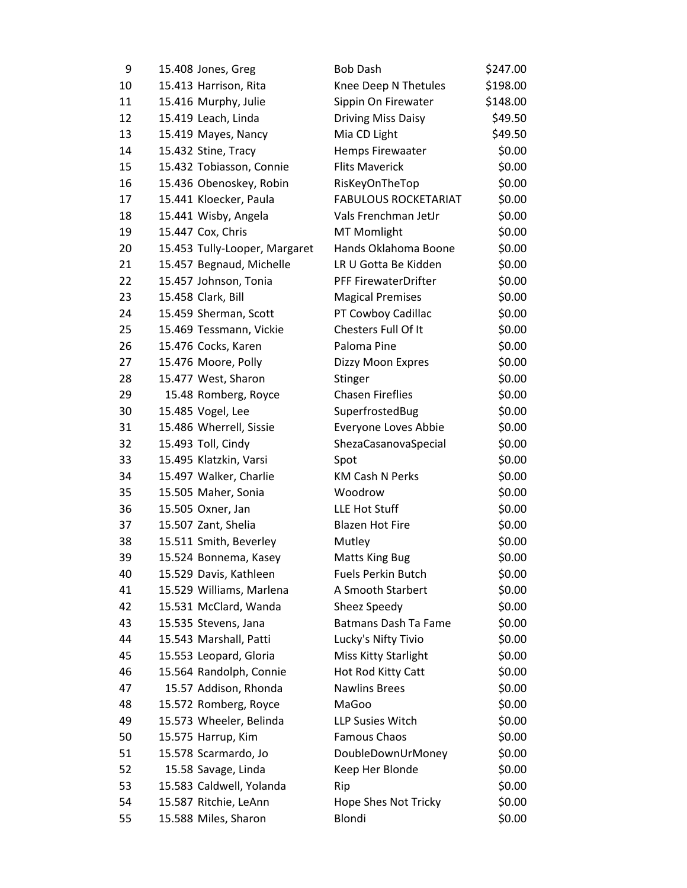| | | | | |
|---|---|---|---|---|
| 9 | 15.408 | Jones, Greg | Bob Dash | $247.00 |
| 10 | 15.413 | Harrison, Rita | Knee Deep N Thetules | $198.00 |
| 11 | 15.416 | Murphy, Julie | Sippin On Firewater | $148.00 |
| 12 | 15.419 | Leach, Linda | Driving Miss Daisy | $49.50 |
| 13 | 15.419 | Mayes, Nancy | Mia CD Light | $49.50 |
| 14 | 15.432 | Stine, Tracy | Hemps Firewaater | $0.00 |
| 15 | 15.432 | Tobiasson, Connie | Flits Maverick | $0.00 |
| 16 | 15.436 | Obenoskey, Robin | RisKeyOnTheTop | $0.00 |
| 17 | 15.441 | Kloecker, Paula | FABULOUS ROCKETARIAT | $0.00 |
| 18 | 15.441 | Wisby, Angela | Vals Frenchman JetJr | $0.00 |
| 19 | 15.447 | Cox, Chris | MT Momlight | $0.00 |
| 20 | 15.453 | Tully-Looper, Margaret | Hands Oklahoma Boone | $0.00 |
| 21 | 15.457 | Begnaud, Michelle | LR U Gotta Be Kidden | $0.00 |
| 22 | 15.457 | Johnson, Tonia | PFF FirewaterDrifter | $0.00 |
| 23 | 15.458 | Clark, Bill | Magical Premises | $0.00 |
| 24 | 15.459 | Sherman, Scott | PT Cowboy Cadillac | $0.00 |
| 25 | 15.469 | Tessmann, Vickie | Chesters Full Of It | $0.00 |
| 26 | 15.476 | Cocks, Karen | Paloma Pine | $0.00 |
| 27 | 15.476 | Moore, Polly | Dizzy Moon Expres | $0.00 |
| 28 | 15.477 | West, Sharon | Stinger | $0.00 |
| 29 | 15.48 | Romberg, Royce | Chasen Fireflies | $0.00 |
| 30 | 15.485 | Vogel, Lee | SuperfrostedBug | $0.00 |
| 31 | 15.486 | Wherrell, Sissie | Everyone Loves Abbie | $0.00 |
| 32 | 15.493 | Toll, Cindy | ShezaCasanovaSpecial | $0.00 |
| 33 | 15.495 | Klatzkin, Varsi | Spot | $0.00 |
| 34 | 15.497 | Walker, Charlie | KM Cash N Perks | $0.00 |
| 35 | 15.505 | Maher, Sonia | Woodrow | $0.00 |
| 36 | 15.505 | Oxner, Jan | LLE Hot Stuff | $0.00 |
| 37 | 15.507 | Zant, Shelia | Blazen Hot Fire | $0.00 |
| 38 | 15.511 | Smith, Beverley | Mutley | $0.00 |
| 39 | 15.524 | Bonnema, Kasey | Matts King Bug | $0.00 |
| 40 | 15.529 | Davis, Kathleen | Fuels Perkin Butch | $0.00 |
| 41 | 15.529 | Williams, Marlena | A Smooth Starbert | $0.00 |
| 42 | 15.531 | McClard, Wanda | Sheez Speedy | $0.00 |
| 43 | 15.535 | Stevens, Jana | Batmans Dash Ta Fame | $0.00 |
| 44 | 15.543 | Marshall, Patti | Lucky's Nifty Tivio | $0.00 |
| 45 | 15.553 | Leopard, Gloria | Miss Kitty Starlight | $0.00 |
| 46 | 15.564 | Randolph, Connie | Hot Rod Kitty Catt | $0.00 |
| 47 | 15.57 | Addison, Rhonda | Nawlins Brees | $0.00 |
| 48 | 15.572 | Romberg, Royce | MaGoo | $0.00 |
| 49 | 15.573 | Wheeler, Belinda | LLP Susies Witch | $0.00 |
| 50 | 15.575 | Harrup, Kim | Famous Chaos | $0.00 |
| 51 | 15.578 | Scarmardo, Jo | DoubleDownUrMoney | $0.00 |
| 52 | 15.58 | Savage, Linda | Keep Her Blonde | $0.00 |
| 53 | 15.583 | Caldwell, Yolanda | Rip | $0.00 |
| 54 | 15.587 | Ritchie, LeAnn | Hope Shes Not Tricky | $0.00 |
| 55 | 15.588 | Miles, Sharon | Blondi | $0.00 |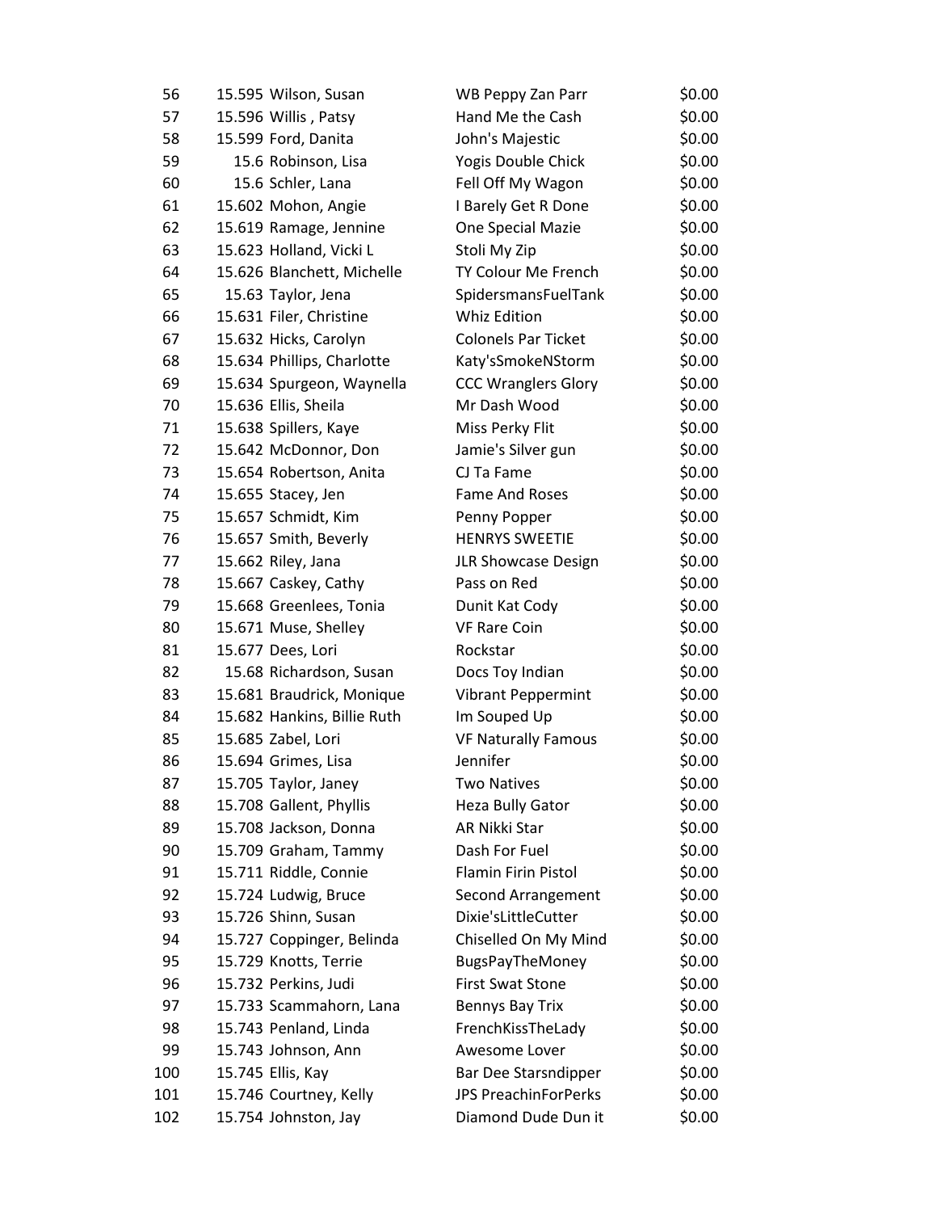| | | | | |
|---|---|---|---|---|
| 56 | 15.595 | Wilson, Susan | WB Peppy Zan Parr | $0.00 |
| 57 | 15.596 | Willis , Patsy | Hand Me the Cash | $0.00 |
| 58 | 15.599 | Ford, Danita | John's Majestic | $0.00 |
| 59 | 15.6 | Robinson, Lisa | Yogis Double Chick | $0.00 |
| 60 | 15.6 | Schler, Lana | Fell Off My Wagon | $0.00 |
| 61 | 15.602 | Mohon, Angie | I Barely Get R Done | $0.00 |
| 62 | 15.619 | Ramage, Jennine | One Special Mazie | $0.00 |
| 63 | 15.623 | Holland, Vicki L | Stoli My Zip | $0.00 |
| 64 | 15.626 | Blanchett, Michelle | TY Colour Me French | $0.00 |
| 65 | 15.63 | Taylor, Jena | SpidersmansFuelTank | $0.00 |
| 66 | 15.631 | Filer, Christine | Whiz Edition | $0.00 |
| 67 | 15.632 | Hicks, Carolyn | Colonels Par Ticket | $0.00 |
| 68 | 15.634 | Phillips, Charlotte | Katy'sSmokeNStorm | $0.00 |
| 69 | 15.634 | Spurgeon, Waynella | CCC Wranglers Glory | $0.00 |
| 70 | 15.636 | Ellis, Sheila | Mr Dash Wood | $0.00 |
| 71 | 15.638 | Spillers, Kaye | Miss Perky Flit | $0.00 |
| 72 | 15.642 | McDonnor, Don | Jamie's Silver gun | $0.00 |
| 73 | 15.654 | Robertson, Anita | CJ Ta Fame | $0.00 |
| 74 | 15.655 | Stacey, Jen | Fame And Roses | $0.00 |
| 75 | 15.657 | Schmidt, Kim | Penny Popper | $0.00 |
| 76 | 15.657 | Smith, Beverly | HENRYS SWEETIE | $0.00 |
| 77 | 15.662 | Riley, Jana | JLR Showcase Design | $0.00 |
| 78 | 15.667 | Caskey, Cathy | Pass on Red | $0.00 |
| 79 | 15.668 | Greenlees, Tonia | Dunit Kat Cody | $0.00 |
| 80 | 15.671 | Muse, Shelley | VF Rare Coin | $0.00 |
| 81 | 15.677 | Dees, Lori | Rockstar | $0.00 |
| 82 | 15.68 | Richardson, Susan | Docs Toy Indian | $0.00 |
| 83 | 15.681 | Braudrick, Monique | Vibrant Peppermint | $0.00 |
| 84 | 15.682 | Hankins, Billie Ruth | Im Souped Up | $0.00 |
| 85 | 15.685 | Zabel, Lori | VF Naturally Famous | $0.00 |
| 86 | 15.694 | Grimes, Lisa | Jennifer | $0.00 |
| 87 | 15.705 | Taylor, Janey | Two Natives | $0.00 |
| 88 | 15.708 | Gallent, Phyllis | Heza Bully Gator | $0.00 |
| 89 | 15.708 | Jackson, Donna | AR Nikki Star | $0.00 |
| 90 | 15.709 | Graham, Tammy | Dash For Fuel | $0.00 |
| 91 | 15.711 | Riddle, Connie | Flamin Firin Pistol | $0.00 |
| 92 | 15.724 | Ludwig, Bruce | Second Arrangement | $0.00 |
| 93 | 15.726 | Shinn, Susan | Dixie'sLittleCutter | $0.00 |
| 94 | 15.727 | Coppinger, Belinda | Chiselled On My Mind | $0.00 |
| 95 | 15.729 | Knotts, Terrie | BugsPayTheMoney | $0.00 |
| 96 | 15.732 | Perkins, Judi | First Swat Stone | $0.00 |
| 97 | 15.733 | Scammahorn, Lana | Bennys Bay Trix | $0.00 |
| 98 | 15.743 | Penland, Linda | FrenchKissTheLady | $0.00 |
| 99 | 15.743 | Johnson, Ann | Awesome Lover | $0.00 |
| 100 | 15.745 | Ellis, Kay | Bar Dee Starsndipper | $0.00 |
| 101 | 15.746 | Courtney, Kelly | JPS PreachinForPerks | $0.00 |
| 102 | 15.754 | Johnston, Jay | Diamond Dude Dun it | $0.00 |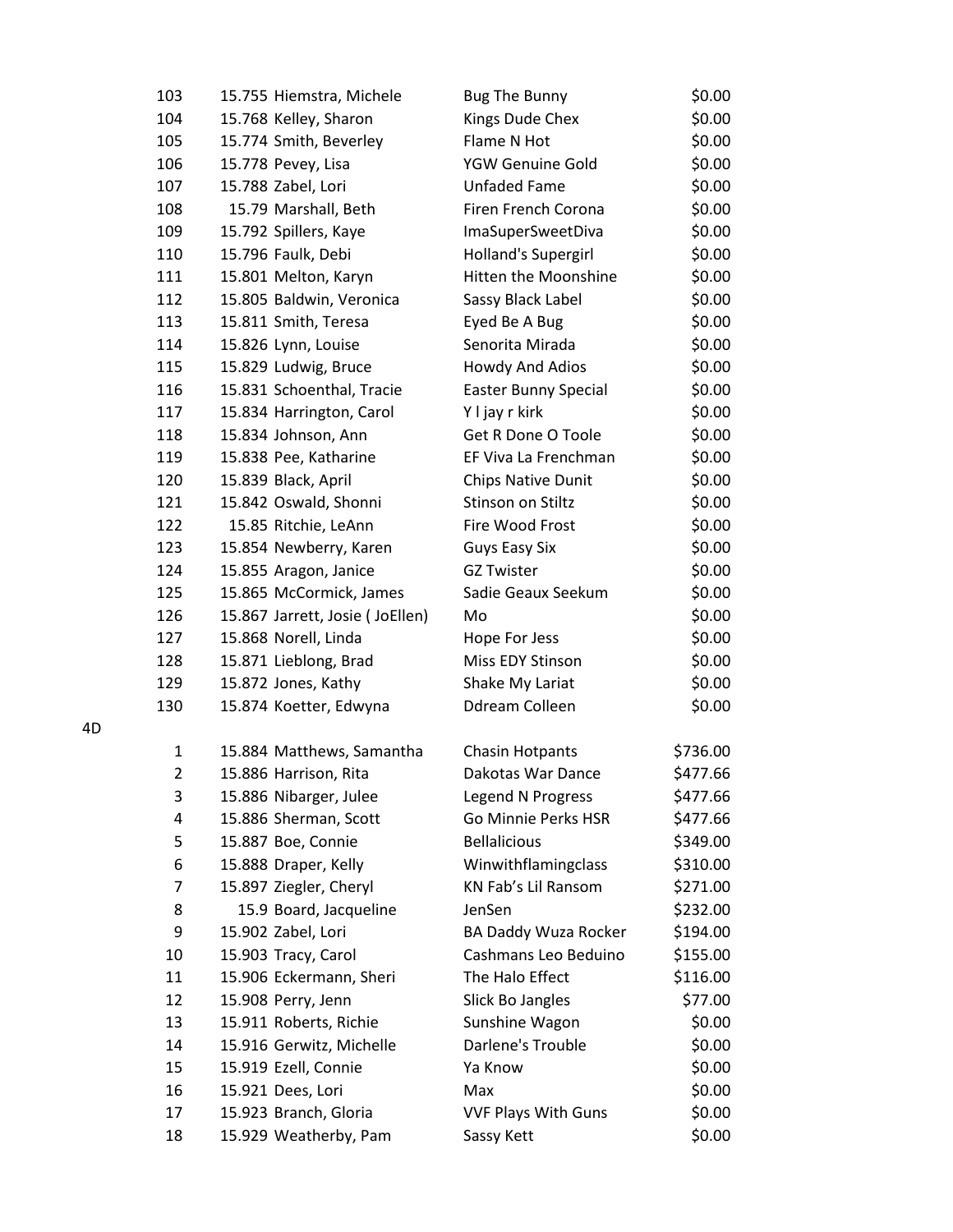| Place | Time | Rider | Horse | Payout |
|---|---|---|---|---|
| 103 | 15.755 | Hiemstra, Michele | Bug The Bunny | $0.00 |
| 104 | 15.768 | Kelley, Sharon | Kings Dude Chex | $0.00 |
| 105 | 15.774 | Smith, Beverley | Flame N Hot | $0.00 |
| 106 | 15.778 | Pevey, Lisa | YGW Genuine Gold | $0.00 |
| 107 | 15.788 | Zabel, Lori | Unfaded Fame | $0.00 |
| 108 | 15.79 | Marshall, Beth | Firen French Corona | $0.00 |
| 109 | 15.792 | Spillers, Kaye | ImaSuperSweetDiva | $0.00 |
| 110 | 15.796 | Faulk, Debi | Holland's Supergirl | $0.00 |
| 111 | 15.801 | Melton, Karyn | Hitten the Moonshine | $0.00 |
| 112 | 15.805 | Baldwin, Veronica | Sassy Black Label | $0.00 |
| 113 | 15.811 | Smith, Teresa | Eyed Be A Bug | $0.00 |
| 114 | 15.826 | Lynn, Louise | Senorita Mirada | $0.00 |
| 115 | 15.829 | Ludwig, Bruce | Howdy And Adios | $0.00 |
| 116 | 15.831 | Schoenthal, Tracie | Easter Bunny Special | $0.00 |
| 117 | 15.834 | Harrington, Carol | Y l jay r kirk | $0.00 |
| 118 | 15.834 | Johnson, Ann | Get R Done O Toole | $0.00 |
| 119 | 15.838 | Pee, Katharine | EF Viva La Frenchman | $0.00 |
| 120 | 15.839 | Black, April | Chips Native Dunit | $0.00 |
| 121 | 15.842 | Oswald, Shonni | Stinson on Stiltz | $0.00 |
| 122 | 15.85 | Ritchie, LeAnn | Fire Wood Frost | $0.00 |
| 123 | 15.854 | Newberry, Karen | Guys Easy Six | $0.00 |
| 124 | 15.855 | Aragon, Janice | GZ Twister | $0.00 |
| 125 | 15.865 | McCormick, James | Sadie Geaux Seekum | $0.00 |
| 126 | 15.867 | Jarrett, Josie ( JoEllen) | Mo | $0.00 |
| 127 | 15.868 | Norell, Linda | Hope For Jess | $0.00 |
| 128 | 15.871 | Lieblong, Brad | Miss EDY Stinson | $0.00 |
| 129 | 15.872 | Jones, Kathy | Shake My Lariat | $0.00 |
| 130 | 15.874 | Koetter, Edwyna | Ddream Colleen | $0.00 |

4D

| Place | Time | Rider | Horse | Payout |
|---|---|---|---|---|
| 1 | 15.884 | Matthews, Samantha | Chasin Hotpants | $736.00 |
| 2 | 15.886 | Harrison, Rita | Dakotas War Dance | $477.66 |
| 3 | 15.886 | Nibarger, Julee | Legend N Progress | $477.66 |
| 4 | 15.886 | Sherman, Scott | Go Minnie Perks HSR | $477.66 |
| 5 | 15.887 | Boe, Connie | Bellalicious | $349.00 |
| 6 | 15.888 | Draper, Kelly | Winwithflamingclass | $310.00 |
| 7 | 15.897 | Ziegler, Cheryl | KN Fab's Lil Ransom | $271.00 |
| 8 | 15.9 | Board, Jacqueline | JenSen | $232.00 |
| 9 | 15.902 | Zabel, Lori | BA Daddy Wuza Rocker | $194.00 |
| 10 | 15.903 | Tracy, Carol | Cashmans Leo Beduino | $155.00 |
| 11 | 15.906 | Eckermann, Sheri | The Halo Effect | $116.00 |
| 12 | 15.908 | Perry, Jenn | Slick Bo Jangles | $77.00 |
| 13 | 15.911 | Roberts, Richie | Sunshine Wagon | $0.00 |
| 14 | 15.916 | Gerwitz, Michelle | Darlene's Trouble | $0.00 |
| 15 | 15.919 | Ezell, Connie | Ya Know | $0.00 |
| 16 | 15.921 | Dees, Lori | Max | $0.00 |
| 17 | 15.923 | Branch, Gloria | VVF Plays With Guns | $0.00 |
| 18 | 15.929 | Weatherby, Pam | Sassy Kett | $0.00 |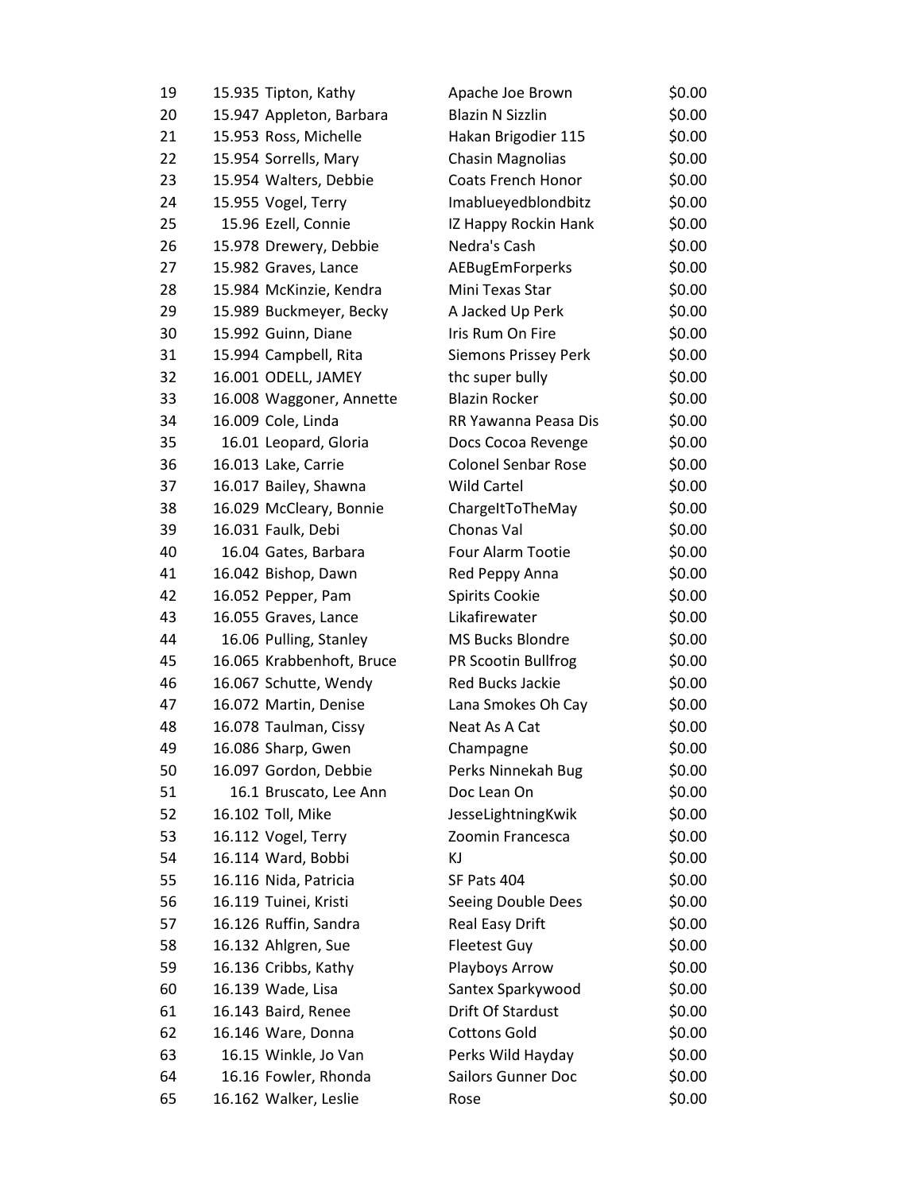| | | | | |
|---|---|---|---|---|
| 19 | 15.935 | Tipton, Kathy | Apache Joe Brown | $0.00 |
| 20 | 15.947 | Appleton, Barbara | Blazin N Sizzlin | $0.00 |
| 21 | 15.953 | Ross, Michelle | Hakan Brigodier 115 | $0.00 |
| 22 | 15.954 | Sorrells, Mary | Chasin Magnolias | $0.00 |
| 23 | 15.954 | Walters, Debbie | Coats French Honor | $0.00 |
| 24 | 15.955 | Vogel, Terry | Imablueyedblondbitz | $0.00 |
| 25 | 15.96 | Ezell, Connie | IZ Happy Rockin Hank | $0.00 |
| 26 | 15.978 | Drewery, Debbie | Nedra's Cash | $0.00 |
| 27 | 15.982 | Graves, Lance | AEBugEmForperks | $0.00 |
| 28 | 15.984 | McKinzie, Kendra | Mini Texas Star | $0.00 |
| 29 | 15.989 | Buckmeyer, Becky | A Jacked Up Perk | $0.00 |
| 30 | 15.992 | Guinn, Diane | Iris Rum On Fire | $0.00 |
| 31 | 15.994 | Campbell, Rita | Siemons Prissey Perk | $0.00 |
| 32 | 16.001 | ODELL, JAMEY | thc super bully | $0.00 |
| 33 | 16.008 | Waggoner, Annette | Blazin Rocker | $0.00 |
| 34 | 16.009 | Cole, Linda | RR Yawanna Peasa Dis | $0.00 |
| 35 | 16.01 | Leopard, Gloria | Docs Cocoa Revenge | $0.00 |
| 36 | 16.013 | Lake, Carrie | Colonel Senbar Rose | $0.00 |
| 37 | 16.017 | Bailey, Shawna | Wild Cartel | $0.00 |
| 38 | 16.029 | McCleary, Bonnie | ChargeItToTheMay | $0.00 |
| 39 | 16.031 | Faulk, Debi | Chonas Val | $0.00 |
| 40 | 16.04 | Gates, Barbara | Four Alarm Tootie | $0.00 |
| 41 | 16.042 | Bishop, Dawn | Red Peppy Anna | $0.00 |
| 42 | 16.052 | Pepper, Pam | Spirits Cookie | $0.00 |
| 43 | 16.055 | Graves, Lance | Likafirewater | $0.00 |
| 44 | 16.06 | Pulling, Stanley | MS Bucks Blondre | $0.00 |
| 45 | 16.065 | Krabbenhoft, Bruce | PR Scootin Bullfrog | $0.00 |
| 46 | 16.067 | Schutte, Wendy | Red Bucks Jackie | $0.00 |
| 47 | 16.072 | Martin, Denise | Lana Smokes Oh Cay | $0.00 |
| 48 | 16.078 | Taulman, Cissy | Neat As A Cat | $0.00 |
| 49 | 16.086 | Sharp, Gwen | Champagne | $0.00 |
| 50 | 16.097 | Gordon, Debbie | Perks Ninnekah Bug | $0.00 |
| 51 | 16.1 | Bruscato, Lee Ann | Doc Lean On | $0.00 |
| 52 | 16.102 | Toll, Mike | JesseLightningKwik | $0.00 |
| 53 | 16.112 | Vogel, Terry | Zoomin Francesca | $0.00 |
| 54 | 16.114 | Ward, Bobbi | KJ | $0.00 |
| 55 | 16.116 | Nida, Patricia | SF Pats 404 | $0.00 |
| 56 | 16.119 | Tuinei, Kristi | Seeing Double Dees | $0.00 |
| 57 | 16.126 | Ruffin, Sandra | Real Easy Drift | $0.00 |
| 58 | 16.132 | Ahlgren, Sue | Fleetest Guy | $0.00 |
| 59 | 16.136 | Cribbs, Kathy | Playboys Arrow | $0.00 |
| 60 | 16.139 | Wade, Lisa | Santex Sparkywood | $0.00 |
| 61 | 16.143 | Baird, Renee | Drift Of Stardust | $0.00 |
| 62 | 16.146 | Ware, Donna | Cottons Gold | $0.00 |
| 63 | 16.15 | Winkle, Jo Van | Perks Wild Hayday | $0.00 |
| 64 | 16.16 | Fowler, Rhonda | Sailors Gunner Doc | $0.00 |
| 65 | 16.162 | Walker, Leslie | Rose | $0.00 |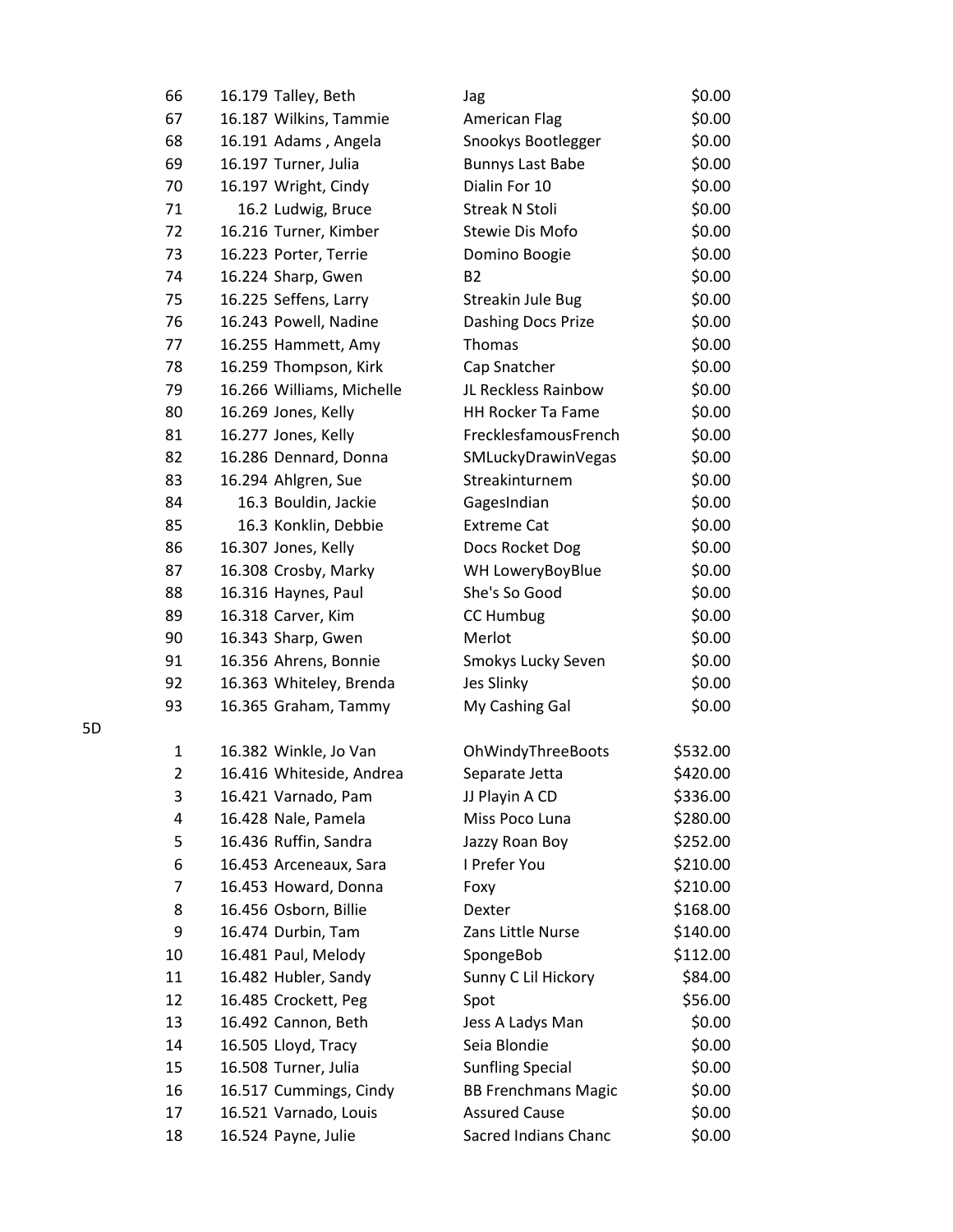| | | | | |
|---|---|---|---|---|
| | 66 | 16.179 Talley, Beth | Jag | $0.00 |
| | 67 | 16.187 Wilkins, Tammie | American Flag | $0.00 |
| | 68 | 16.191 Adams , Angela | Snookys Bootlegger | $0.00 |
| | 69 | 16.197 Turner, Julia | Bunnys Last Babe | $0.00 |
| | 70 | 16.197 Wright, Cindy | Dialin For 10 | $0.00 |
| | 71 | 16.2 Ludwig, Bruce | Streak N Stoli | $0.00 |
| | 72 | 16.216 Turner, Kimber | Stewie Dis Mofo | $0.00 |
| | 73 | 16.223 Porter, Terrie | Domino Boogie | $0.00 |
| | 74 | 16.224 Sharp, Gwen | B2 | $0.00 |
| | 75 | 16.225 Seffens, Larry | Streakin Jule Bug | $0.00 |
| | 76 | 16.243 Powell, Nadine | Dashing Docs Prize | $0.00 |
| | 77 | 16.255 Hammett, Amy | Thomas | $0.00 |
| | 78 | 16.259 Thompson, Kirk | Cap Snatcher | $0.00 |
| | 79 | 16.266 Williams, Michelle | JL Reckless Rainbow | $0.00 |
| | 80 | 16.269 Jones, Kelly | HH Rocker Ta Fame | $0.00 |
| | 81 | 16.277 Jones, Kelly | FrecklesfamousFrench | $0.00 |
| | 82 | 16.286 Dennard, Donna | SMLuckyDrawinVegas | $0.00 |
| | 83 | 16.294 Ahlgren, Sue | Streakinturnem | $0.00 |
| | 84 | 16.3 Bouldin, Jackie | GagesIndian | $0.00 |
| | 85 | 16.3 Konklin, Debbie | Extreme Cat | $0.00 |
| | 86 | 16.307 Jones, Kelly | Docs Rocket Dog | $0.00 |
| | 87 | 16.308 Crosby, Marky | WH LoweryBoyBlue | $0.00 |
| | 88 | 16.316 Haynes, Paul | She's So Good | $0.00 |
| | 89 | 16.318 Carver, Kim | CC Humbug | $0.00 |
| | 90 | 16.343 Sharp, Gwen | Merlot | $0.00 |
| | 91 | 16.356 Ahrens, Bonnie | Smokys Lucky Seven | $0.00 |
| | 92 | 16.363 Whiteley, Brenda | Jes Slinky | $0.00 |
| | 93 | 16.365 Graham, Tammy | My Cashing Gal | $0.00 |
| 5D | | | | |
| | 1 | 16.382 Winkle, Jo Van | OhWindyThreeBoots | $532.00 |
| | 2 | 16.416 Whiteside, Andrea | Separate Jetta | $420.00 |
| | 3 | 16.421 Varnado, Pam | JJ Playin A CD | $336.00 |
| | 4 | 16.428 Nale, Pamela | Miss Poco Luna | $280.00 |
| | 5 | 16.436 Ruffin, Sandra | Jazzy Roan Boy | $252.00 |
| | 6 | 16.453 Arceneaux, Sara | I Prefer You | $210.00 |
| | 7 | 16.453 Howard, Donna | Foxy | $210.00 |
| | 8 | 16.456 Osborn, Billie | Dexter | $168.00 |
| | 9 | 16.474 Durbin, Tam | Zans Little Nurse | $140.00 |
| | 10 | 16.481 Paul, Melody | SpongeBob | $112.00 |
| | 11 | 16.482 Hubler, Sandy | Sunny C Lil Hickory | $84.00 |
| | 12 | 16.485 Crockett, Peg | Spot | $56.00 |
| | 13 | 16.492 Cannon, Beth | Jess A Ladys Man | $0.00 |
| | 14 | 16.505 Lloyd, Tracy | Seia Blondie | $0.00 |
| | 15 | 16.508 Turner, Julia | Sunfling Special | $0.00 |
| | 16 | 16.517 Cummings, Cindy | BB Frenchmans Magic | $0.00 |
| | 17 | 16.521 Varnado, Louis | Assured Cause | $0.00 |
| | 18 | 16.524 Payne, Julie | Sacred Indians Chanc | $0.00 |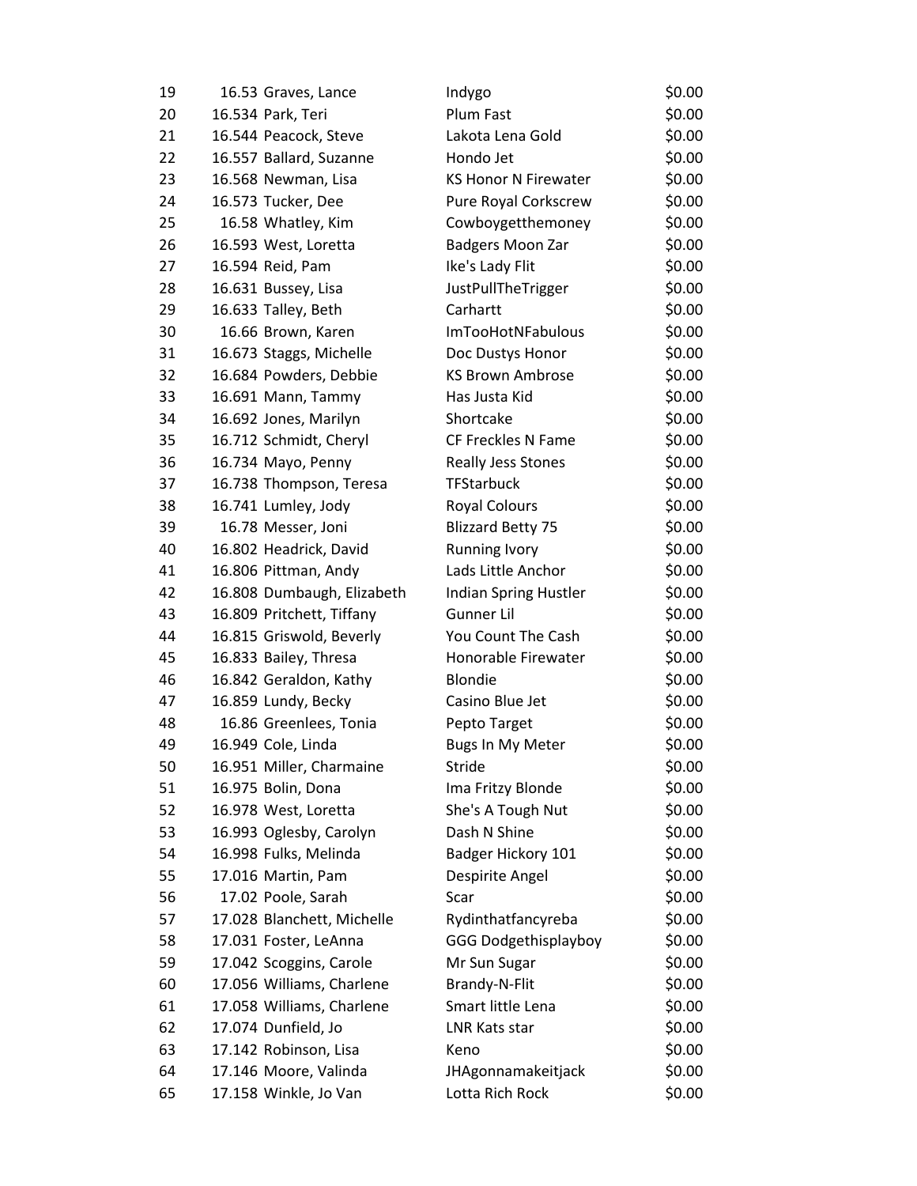| | | | | |
|---|---|---|---|---|
| 19 | 16.53 | Graves, Lance | Indygo | $0.00 |
| 20 | 16.534 | Park, Teri | Plum Fast | $0.00 |
| 21 | 16.544 | Peacock, Steve | Lakota Lena Gold | $0.00 |
| 22 | 16.557 | Ballard, Suzanne | Hondo Jet | $0.00 |
| 23 | 16.568 | Newman, Lisa | KS Honor N Firewater | $0.00 |
| 24 | 16.573 | Tucker, Dee | Pure Royal Corkscrew | $0.00 |
| 25 | 16.58 | Whatley, Kim | Cowboygetthemoney | $0.00 |
| 26 | 16.593 | West, Loretta | Badgers Moon Zar | $0.00 |
| 27 | 16.594 | Reid, Pam | Ike's Lady Flit | $0.00 |
| 28 | 16.631 | Bussey, Lisa | JustPullTheTrigger | $0.00 |
| 29 | 16.633 | Talley, Beth | Carhartt | $0.00 |
| 30 | 16.66 | Brown, Karen | ImTooHotNFabulous | $0.00 |
| 31 | 16.673 | Staggs, Michelle | Doc Dustys Honor | $0.00 |
| 32 | 16.684 | Powders, Debbie | KS Brown Ambrose | $0.00 |
| 33 | 16.691 | Mann, Tammy | Has Justa Kid | $0.00 |
| 34 | 16.692 | Jones, Marilyn | Shortcake | $0.00 |
| 35 | 16.712 | Schmidt, Cheryl | CF Freckles N Fame | $0.00 |
| 36 | 16.734 | Mayo, Penny | Really Jess Stones | $0.00 |
| 37 | 16.738 | Thompson, Teresa | TFStarbuck | $0.00 |
| 38 | 16.741 | Lumley, Jody | Royal Colours | $0.00 |
| 39 | 16.78 | Messer, Joni | Blizzard Betty 75 | $0.00 |
| 40 | 16.802 | Headrick, David | Running Ivory | $0.00 |
| 41 | 16.806 | Pittman, Andy | Lads Little Anchor | $0.00 |
| 42 | 16.808 | Dumbaugh, Elizabeth | Indian Spring Hustler | $0.00 |
| 43 | 16.809 | Pritchett, Tiffany | Gunner Lil | $0.00 |
| 44 | 16.815 | Griswold, Beverly | You Count The Cash | $0.00 |
| 45 | 16.833 | Bailey, Thresa | Honorable Firewater | $0.00 |
| 46 | 16.842 | Geraldon, Kathy | Blondie | $0.00 |
| 47 | 16.859 | Lundy, Becky | Casino Blue Jet | $0.00 |
| 48 | 16.86 | Greenlees, Tonia | Pepto Target | $0.00 |
| 49 | 16.949 | Cole, Linda | Bugs In My Meter | $0.00 |
| 50 | 16.951 | Miller, Charmaine | Stride | $0.00 |
| 51 | 16.975 | Bolin, Dona | Ima Fritzy Blonde | $0.00 |
| 52 | 16.978 | West, Loretta | She's A Tough Nut | $0.00 |
| 53 | 16.993 | Oglesby, Carolyn | Dash N Shine | $0.00 |
| 54 | 16.998 | Fulks, Melinda | Badger Hickory 101 | $0.00 |
| 55 | 17.016 | Martin, Pam | Despirite Angel | $0.00 |
| 56 | 17.02 | Poole, Sarah | Scar | $0.00 |
| 57 | 17.028 | Blanchett, Michelle | Rydinthatfancyreba | $0.00 |
| 58 | 17.031 | Foster, LeAnna | GGG Dodgethisplayboy | $0.00 |
| 59 | 17.042 | Scoggins, Carole | Mr Sun Sugar | $0.00 |
| 60 | 17.056 | Williams, Charlene | Brandy-N-Flit | $0.00 |
| 61 | 17.058 | Williams, Charlene | Smart little Lena | $0.00 |
| 62 | 17.074 | Dunfield, Jo | LNR Kats star | $0.00 |
| 63 | 17.142 | Robinson, Lisa | Keno | $0.00 |
| 64 | 17.146 | Moore, Valinda | JHAgonnamakeitjack | $0.00 |
| 65 | 17.158 | Winkle, Jo Van | Lotta Rich Rock | $0.00 |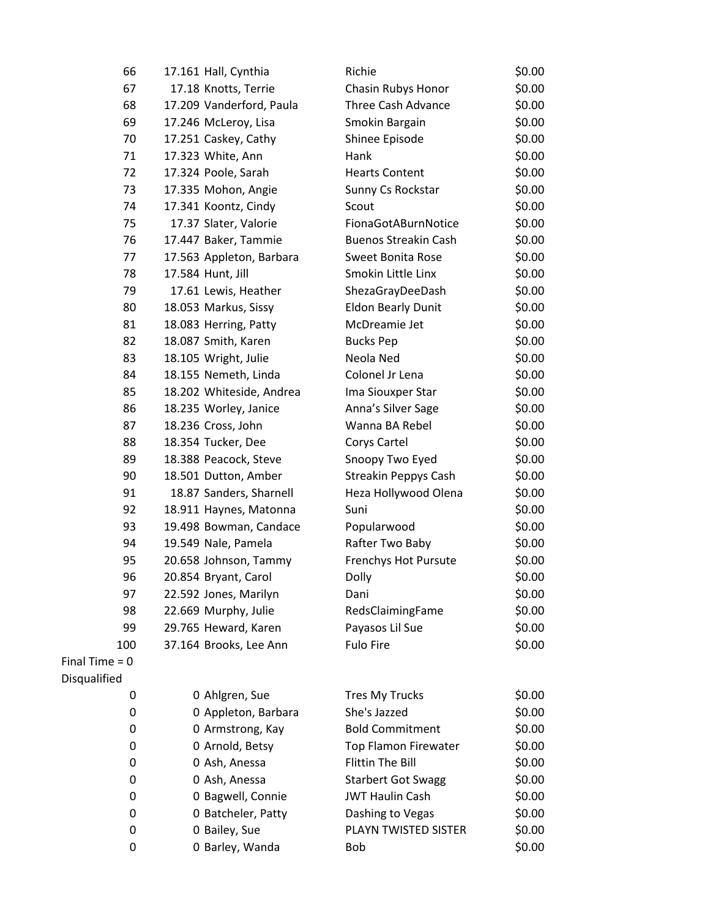| | | | | |
|---|---|---|---|---|
| 66 | 17.161 | Hall, Cynthia | Richie | $0.00 |
| 67 | 17.18 | Knotts, Terrie | Chasin Rubys Honor | $0.00 |
| 68 | 17.209 | Vanderford, Paula | Three Cash Advance | $0.00 |
| 69 | 17.246 | McLeroy, Lisa | Smokin Bargain | $0.00 |
| 70 | 17.251 | Caskey, Cathy | Shinee Episode | $0.00 |
| 71 | 17.323 | White, Ann | Hank | $0.00 |
| 72 | 17.324 | Poole, Sarah | Hearts Content | $0.00 |
| 73 | 17.335 | Mohon, Angie | Sunny Cs Rockstar | $0.00 |
| 74 | 17.341 | Koontz, Cindy | Scout | $0.00 |
| 75 | 17.37 | Slater, Valorie | FionaGotABurnNotice | $0.00 |
| 76 | 17.447 | Baker, Tammie | Buenos Streakin Cash | $0.00 |
| 77 | 17.563 | Appleton, Barbara | Sweet Bonita Rose | $0.00 |
| 78 | 17.584 | Hunt, Jill | Smokin Little Linx | $0.00 |
| 79 | 17.61 | Lewis, Heather | ShezaGrayDeeDash | $0.00 |
| 80 | 18.053 | Markus, Sissy | Eldon Bearly Dunit | $0.00 |
| 81 | 18.083 | Herring, Patty | McDreamie Jet | $0.00 |
| 82 | 18.087 | Smith, Karen | Bucks Pep | $0.00 |
| 83 | 18.105 | Wright, Julie | Neola Ned | $0.00 |
| 84 | 18.155 | Nemeth, Linda | Colonel Jr Lena | $0.00 |
| 85 | 18.202 | Whiteside, Andrea | Ima Siouxper Star | $0.00 |
| 86 | 18.235 | Worley, Janice | Anna's Silver Sage | $0.00 |
| 87 | 18.236 | Cross, John | Wanna BA Rebel | $0.00 |
| 88 | 18.354 | Tucker, Dee | Corys Cartel | $0.00 |
| 89 | 18.388 | Peacock, Steve | Snoopy Two Eyed | $0.00 |
| 90 | 18.501 | Dutton, Amber | Streakin Peppys Cash | $0.00 |
| 91 | 18.87 | Sanders, Sharnell | Heza Hollywood Olena | $0.00 |
| 92 | 18.911 | Haynes, Matonna | Suni | $0.00 |
| 93 | 19.498 | Bowman, Candace | Popularwood | $0.00 |
| 94 | 19.549 | Nale, Pamela | Rafter Two Baby | $0.00 |
| 95 | 20.658 | Johnson, Tammy | Frenchys Hot Pursute | $0.00 |
| 96 | 20.854 | Bryant, Carol | Dolly | $0.00 |
| 97 | 22.592 | Jones, Marilyn | Dani | $0.00 |
| 98 | 22.669 | Murphy, Julie | RedsClaimingFame | $0.00 |
| 99 | 29.765 | Heward, Karen | Payasos Lil Sue | $0.00 |
| 100 | 37.164 | Brooks, Lee Ann | Fulo Fire | $0.00 |

Final Time = 0

Disqualified

| | | | | |
|---|---|---|---|---|
| 0 | 0 | Ahlgren, Sue | Tres My Trucks | $0.00 |
| 0 | 0 | Appleton, Barbara | She's Jazzed | $0.00 |
| 0 | 0 | Armstrong, Kay | Bold Commitment | $0.00 |
| 0 | 0 | Arnold, Betsy | Top Flamon Firewater | $0.00 |
| 0 | 0 | Ash, Anessa | Flittin The Bill | $0.00 |
| 0 | 0 | Ash, Anessa | Starbert Got Swagg | $0.00 |
| 0 | 0 | Bagwell, Connie | JWT Haulin Cash | $0.00 |
| 0 | 0 | Batcheler, Patty | Dashing to Vegas | $0.00 |
| 0 | 0 | Bailey, Sue | PLAYN TWISTED SISTER | $0.00 |
| 0 | 0 | Barley, Wanda | Bob | $0.00 |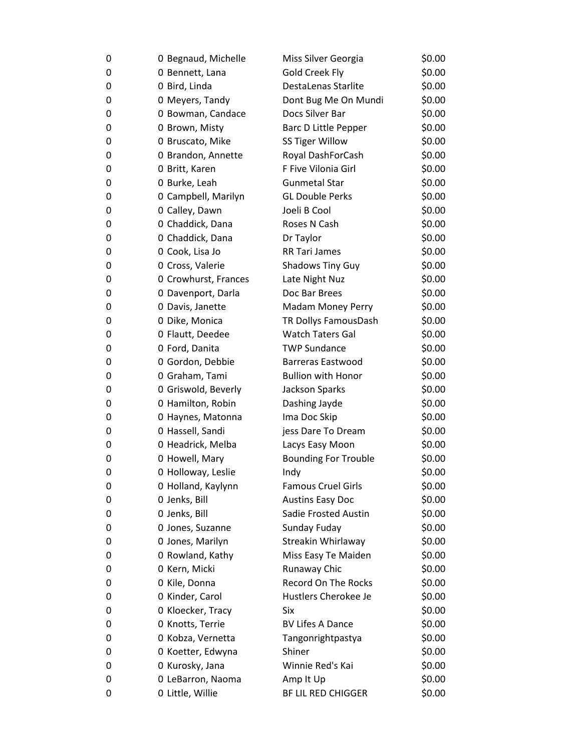| | | | | |
|---|---|---|---|---|
| 0 | 0 | Begnaud, Michelle | Miss Silver Georgia | $0.00 |
| 0 | 0 | Bennett, Lana | Gold Creek Fly | $0.00 |
| 0 | 0 | Bird, Linda | DestaLenas Starlite | $0.00 |
| 0 | 0 | Meyers, Tandy | Dont Bug Me On Mundi | $0.00 |
| 0 | 0 | Bowman, Candace | Docs Silver Bar | $0.00 |
| 0 | 0 | Brown, Misty | Barc D Little Pepper | $0.00 |
| 0 | 0 | Bruscato, Mike | SS Tiger Willow | $0.00 |
| 0 | 0 | Brandon, Annette | Royal DashForCash | $0.00 |
| 0 | 0 | Britt, Karen | F Five Vilonia Girl | $0.00 |
| 0 | 0 | Burke, Leah | Gunmetal Star | $0.00 |
| 0 | 0 | Campbell, Marilyn | GL Double Perks | $0.00 |
| 0 | 0 | Calley, Dawn | Joeli B Cool | $0.00 |
| 0 | 0 | Chaddick, Dana | Roses N Cash | $0.00 |
| 0 | 0 | Chaddick, Dana | Dr Taylor | $0.00 |
| 0 | 0 | Cook, Lisa Jo | RR Tari James | $0.00 |
| 0 | 0 | Cross, Valerie | Shadows Tiny Guy | $0.00 |
| 0 | 0 | Crowhurst, Frances | Late Night Nuz | $0.00 |
| 0 | 0 | Davenport, Darla | Doc Bar Brees | $0.00 |
| 0 | 0 | Davis, Janette | Madam Money Perry | $0.00 |
| 0 | 0 | Dike, Monica | TR Dollys FamousDash | $0.00 |
| 0 | 0 | Flautt, Deedee | Watch Taters Gal | $0.00 |
| 0 | 0 | Ford, Danita | TWP Sundance | $0.00 |
| 0 | 0 | Gordon, Debbie | Barreras Eastwood | $0.00 |
| 0 | 0 | Graham, Tami | Bullion with Honor | $0.00 |
| 0 | 0 | Griswold, Beverly | Jackson Sparks | $0.00 |
| 0 | 0 | Hamilton, Robin | Dashing Jayde | $0.00 |
| 0 | 0 | Haynes, Matonna | Ima Doc Skip | $0.00 |
| 0 | 0 | Hassell, Sandi | jess Dare To Dream | $0.00 |
| 0 | 0 | Headrick, Melba | Lacys Easy Moon | $0.00 |
| 0 | 0 | Howell, Mary | Bounding For Trouble | $0.00 |
| 0 | 0 | Holloway, Leslie | Indy | $0.00 |
| 0 | 0 | Holland, Kaylynn | Famous Cruel Girls | $0.00 |
| 0 | 0 | Jenks, Bill | Austins Easy Doc | $0.00 |
| 0 | 0 | Jenks, Bill | Sadie Frosted Austin | $0.00 |
| 0 | 0 | Jones, Suzanne | Sunday Fuday | $0.00 |
| 0 | 0 | Jones, Marilyn | Streakin Whirlaway | $0.00 |
| 0 | 0 | Rowland, Kathy | Miss Easy Te Maiden | $0.00 |
| 0 | 0 | Kern, Micki | Runaway Chic | $0.00 |
| 0 | 0 | Kile, Donna | Record On The Rocks | $0.00 |
| 0 | 0 | Kinder, Carol | Hustlers Cherokee Je | $0.00 |
| 0 | 0 | Kloecker, Tracy | Six | $0.00 |
| 0 | 0 | Knotts, Terrie | BV Lifes A Dance | $0.00 |
| 0 | 0 | Kobza, Vernetta | Tangonrightpastya | $0.00 |
| 0 | 0 | Koetter, Edwyna | Shiner | $0.00 |
| 0 | 0 | Kurosky, Jana | Winnie Red's Kai | $0.00 |
| 0 | 0 | LeBarron, Naoma | Amp It Up | $0.00 |
| 0 | 0 | Little, Willie | BF LIL RED CHIGGER | $0.00 |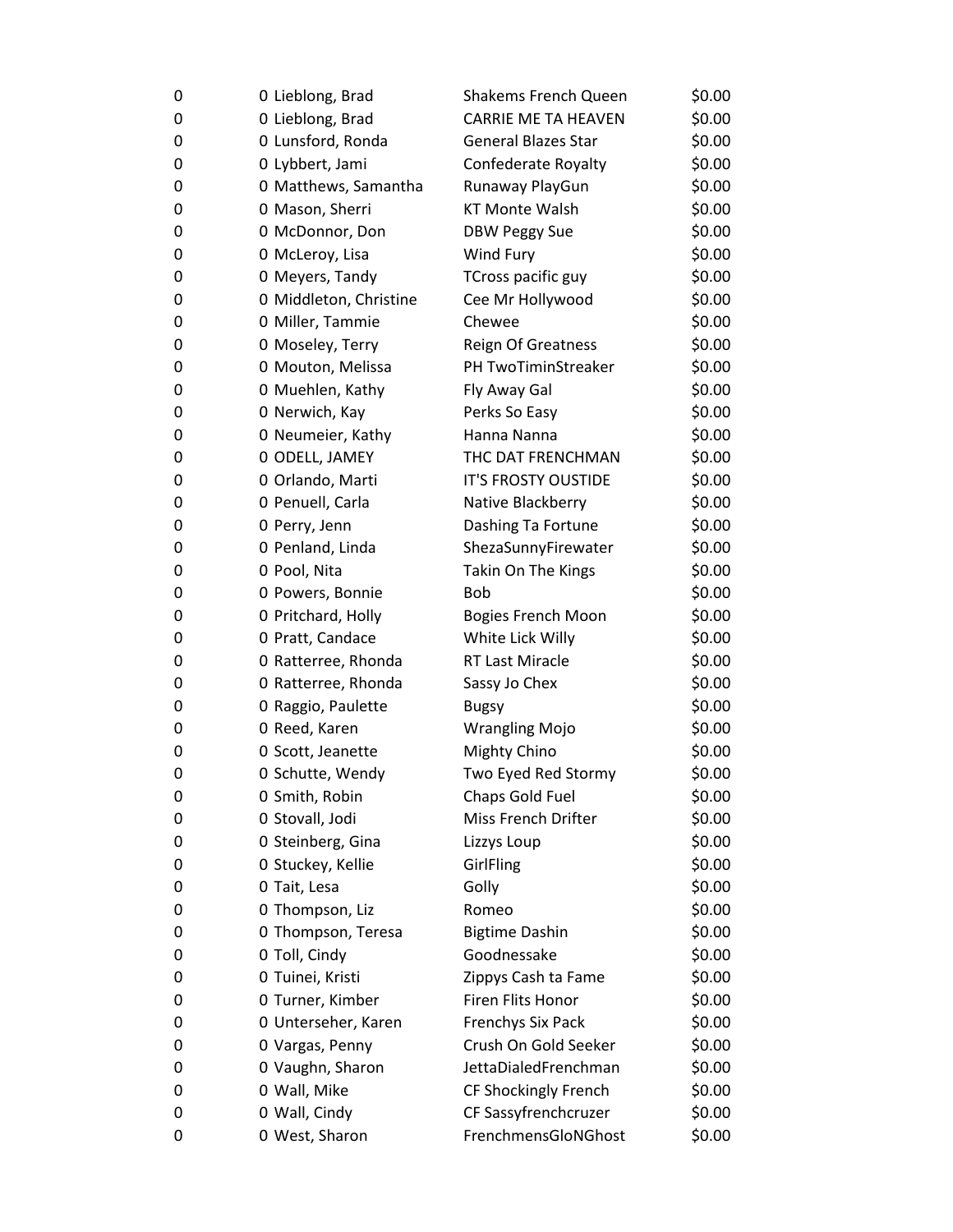| | | | | |
|---|---|---|---|---|
| 0 | 0 | Lieblong, Brad | Shakems French Queen | $0.00 |
| 0 | 0 | Lieblong, Brad | CARRIE ME TA HEAVEN | $0.00 |
| 0 | 0 | Lunsford, Ronda | General Blazes Star | $0.00 |
| 0 | 0 | Lybbert, Jami | Confederate Royalty | $0.00 |
| 0 | 0 | Matthews, Samantha | Runaway PlayGun | $0.00 |
| 0 | 0 | Mason, Sherri | KT Monte Walsh | $0.00 |
| 0 | 0 | McDonnor, Don | DBW Peggy Sue | $0.00 |
| 0 | 0 | McLeroy, Lisa | Wind Fury | $0.00 |
| 0 | 0 | Meyers, Tandy | TCross pacific guy | $0.00 |
| 0 | 0 | Middleton, Christine | Cee Mr Hollywood | $0.00 |
| 0 | 0 | Miller, Tammie | Chewee | $0.00 |
| 0 | 0 | Moseley, Terry | Reign Of Greatness | $0.00 |
| 0 | 0 | Mouton, Melissa | PH TwoTiminStreaker | $0.00 |
| 0 | 0 | Muehlen, Kathy | Fly Away Gal | $0.00 |
| 0 | 0 | Nerwich, Kay | Perks So Easy | $0.00 |
| 0 | 0 | Neumeier, Kathy | Hanna Nanna | $0.00 |
| 0 | 0 | ODELL, JAMEY | THC DAT FRENCHMAN | $0.00 |
| 0 | 0 | Orlando, Marti | IT'S FROSTY OUSTIDE | $0.00 |
| 0 | 0 | Penuell, Carla | Native Blackberry | $0.00 |
| 0 | 0 | Perry, Jenn | Dashing Ta Fortune | $0.00 |
| 0 | 0 | Penland, Linda | ShezaSunnyFirewater | $0.00 |
| 0 | 0 | Pool, Nita | Takin On The Kings | $0.00 |
| 0 | 0 | Powers, Bonnie | Bob | $0.00 |
| 0 | 0 | Pritchard, Holly | Bogies French Moon | $0.00 |
| 0 | 0 | Pratt, Candace | White Lick Willy | $0.00 |
| 0 | 0 | Ratterree, Rhonda | RT Last Miracle | $0.00 |
| 0 | 0 | Ratterree, Rhonda | Sassy Jo Chex | $0.00 |
| 0 | 0 | Raggio, Paulette | Bugsy | $0.00 |
| 0 | 0 | Reed, Karen | Wrangling Mojo | $0.00 |
| 0 | 0 | Scott, Jeanette | Mighty Chino | $0.00 |
| 0 | 0 | Schutte, Wendy | Two Eyed Red Stormy | $0.00 |
| 0 | 0 | Smith, Robin | Chaps Gold Fuel | $0.00 |
| 0 | 0 | Stovall, Jodi | Miss French Drifter | $0.00 |
| 0 | 0 | Steinberg, Gina | Lizzys Loup | $0.00 |
| 0 | 0 | Stuckey, Kellie | GirlFling | $0.00 |
| 0 | 0 | Tait, Lesa | Golly | $0.00 |
| 0 | 0 | Thompson, Liz | Romeo | $0.00 |
| 0 | 0 | Thompson, Teresa | Bigtime Dashin | $0.00 |
| 0 | 0 | Toll, Cindy | Goodnessake | $0.00 |
| 0 | 0 | Tuinei, Kristi | Zippys Cash ta Fame | $0.00 |
| 0 | 0 | Turner, Kimber | Firen Flits Honor | $0.00 |
| 0 | 0 | Unterseher, Karen | Frenchys Six Pack | $0.00 |
| 0 | 0 | Vargas, Penny | Crush On Gold Seeker | $0.00 |
| 0 | 0 | Vaughn, Sharon | JettaDialedFrenchman | $0.00 |
| 0 | 0 | Wall, Mike | CF Shockingly French | $0.00 |
| 0 | 0 | Wall, Cindy | CF Sassyfrenchcruzer | $0.00 |
| 0 | 0 | West, Sharon | FrenchmensGloNGhost | $0.00 |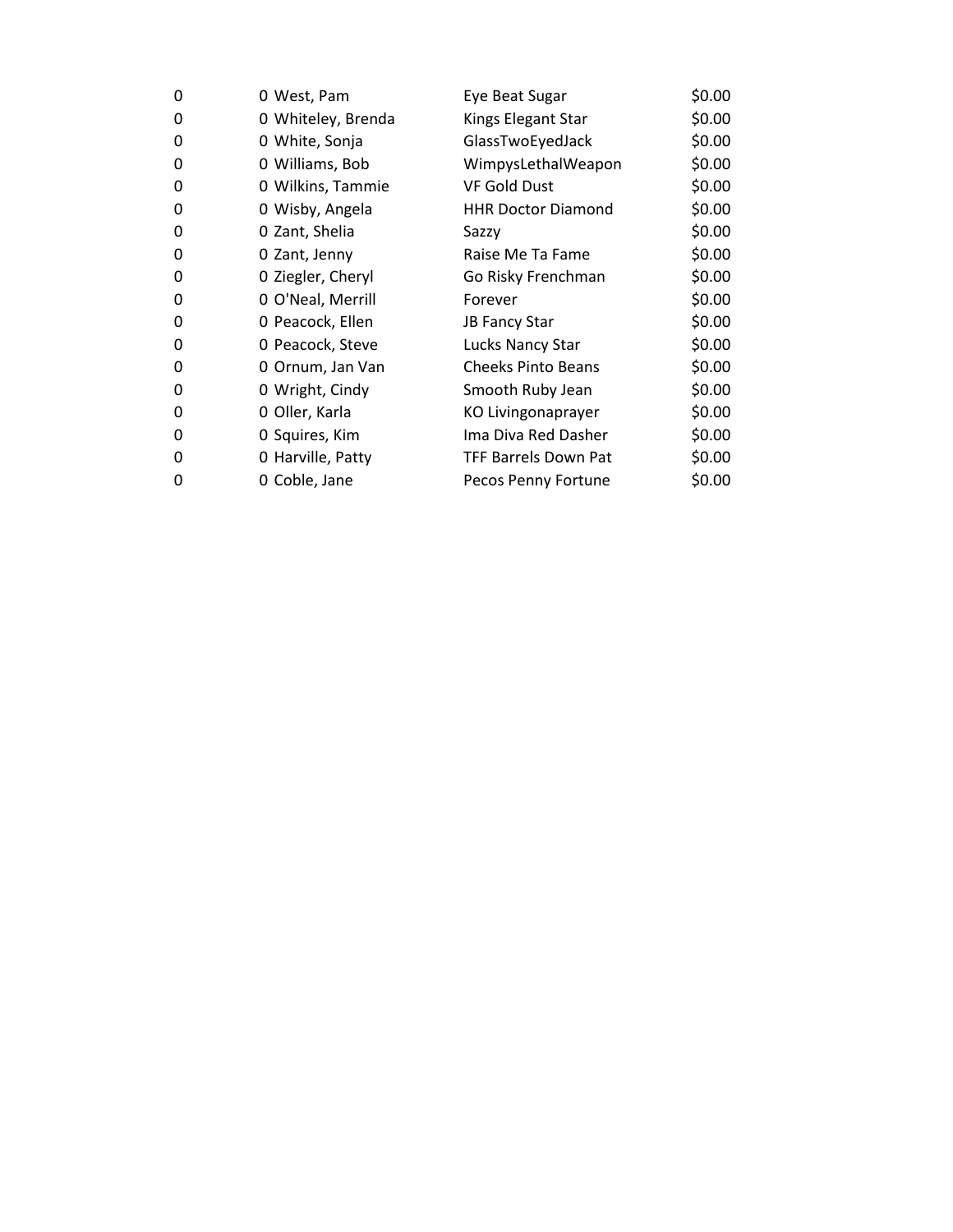| | | | | |
|---|---|---|---|---|
| 0 | 0 | West, Pam | Eye Beat Sugar | $0.00 |
| 0 | 0 | Whiteley, Brenda | Kings Elegant Star | $0.00 |
| 0 | 0 | White, Sonja | GlassTwoEyedJack | $0.00 |
| 0 | 0 | Williams, Bob | WimpysLethalWeapon | $0.00 |
| 0 | 0 | Wilkins, Tammie | VF Gold Dust | $0.00 |
| 0 | 0 | Wisby, Angela | HHR Doctor Diamond | $0.00 |
| 0 | 0 | Zant, Shelia | Sazzy | $0.00 |
| 0 | 0 | Zant, Jenny | Raise Me Ta Fame | $0.00 |
| 0 | 0 | Ziegler, Cheryl | Go Risky Frenchman | $0.00 |
| 0 | 0 | O'Neal, Merrill | Forever | $0.00 |
| 0 | 0 | Peacock, Ellen | JB Fancy Star | $0.00 |
| 0 | 0 | Peacock, Steve | Lucks Nancy Star | $0.00 |
| 0 | 0 | Ornum, Jan Van | Cheeks Pinto Beans | $0.00 |
| 0 | 0 | Wright, Cindy | Smooth Ruby Jean | $0.00 |
| 0 | 0 | Oller, Karla | KO Livingonaprayer | $0.00 |
| 0 | 0 | Squires, Kim | Ima Diva Red Dasher | $0.00 |
| 0 | 0 | Harville, Patty | TFF Barrels Down Pat | $0.00 |
| 0 | 0 | Coble, Jane | Pecos Penny Fortune | $0.00 |